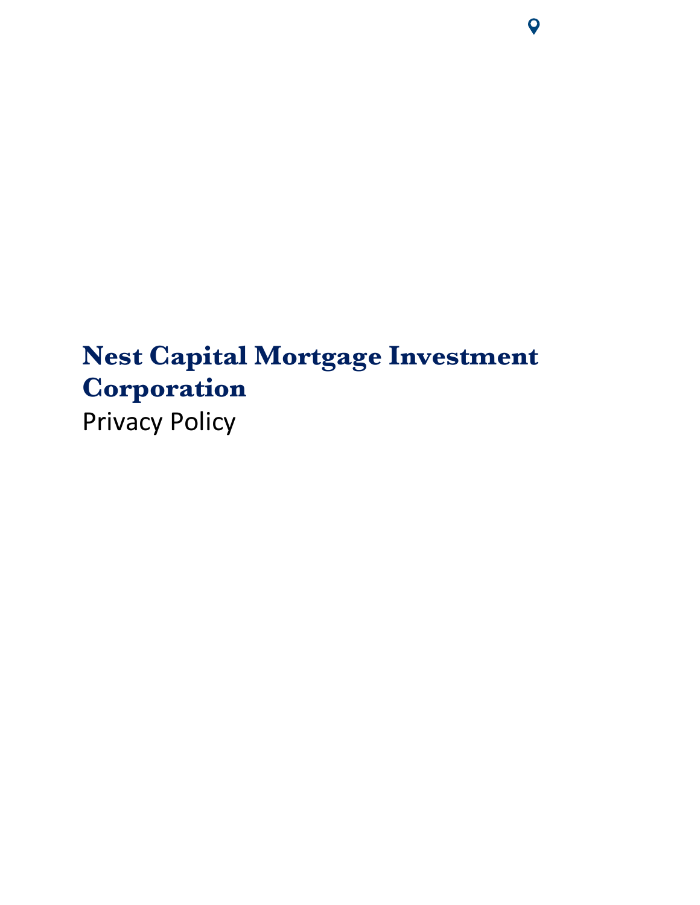# Nest Capital Mortgage Investment Corporation

Privacy Policy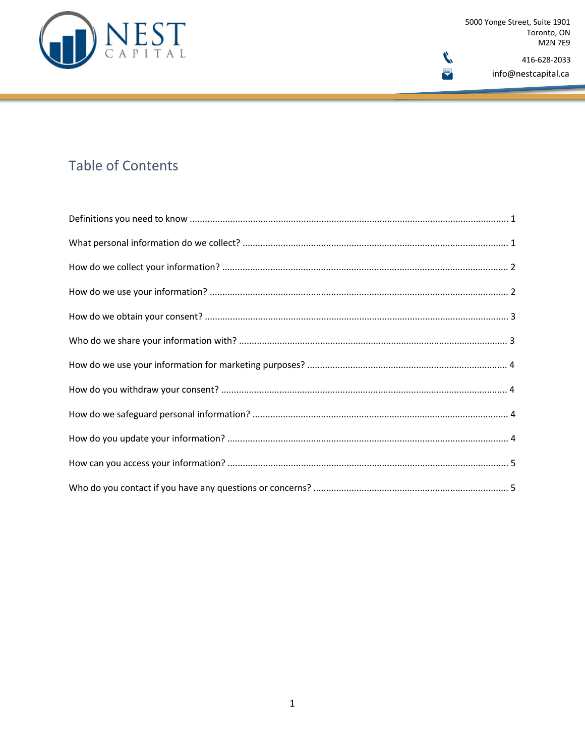NEST CAPITAL

5000 Yonge Street, Suite 1901
Toronto, ON
M2N 7E9

416-628-2033

info@nestcapital.ca

## Table of Contents

Definitions you need to know ........................................................................................................... 1

What personal information do we collect? ....................................................................................... 1

How do we collect your information? ............................................................................................... 2

How do we use your information? .................................................................................................... 2

How do we obtain your consent? ...................................................................................................... 3

Who do we share your information with? ........................................................................................ 3

How do we use your information for marketing purposes? ............................................................. 4

How do you withdraw your consent? ............................................................................................... 4

How do we safeguard personal information? ................................................................................... 4

How do you update your information? ............................................................................................ 4

How can you access your information? ............................................................................................ 5

Who do you contact if you have any questions or concerns? ........................................................... 5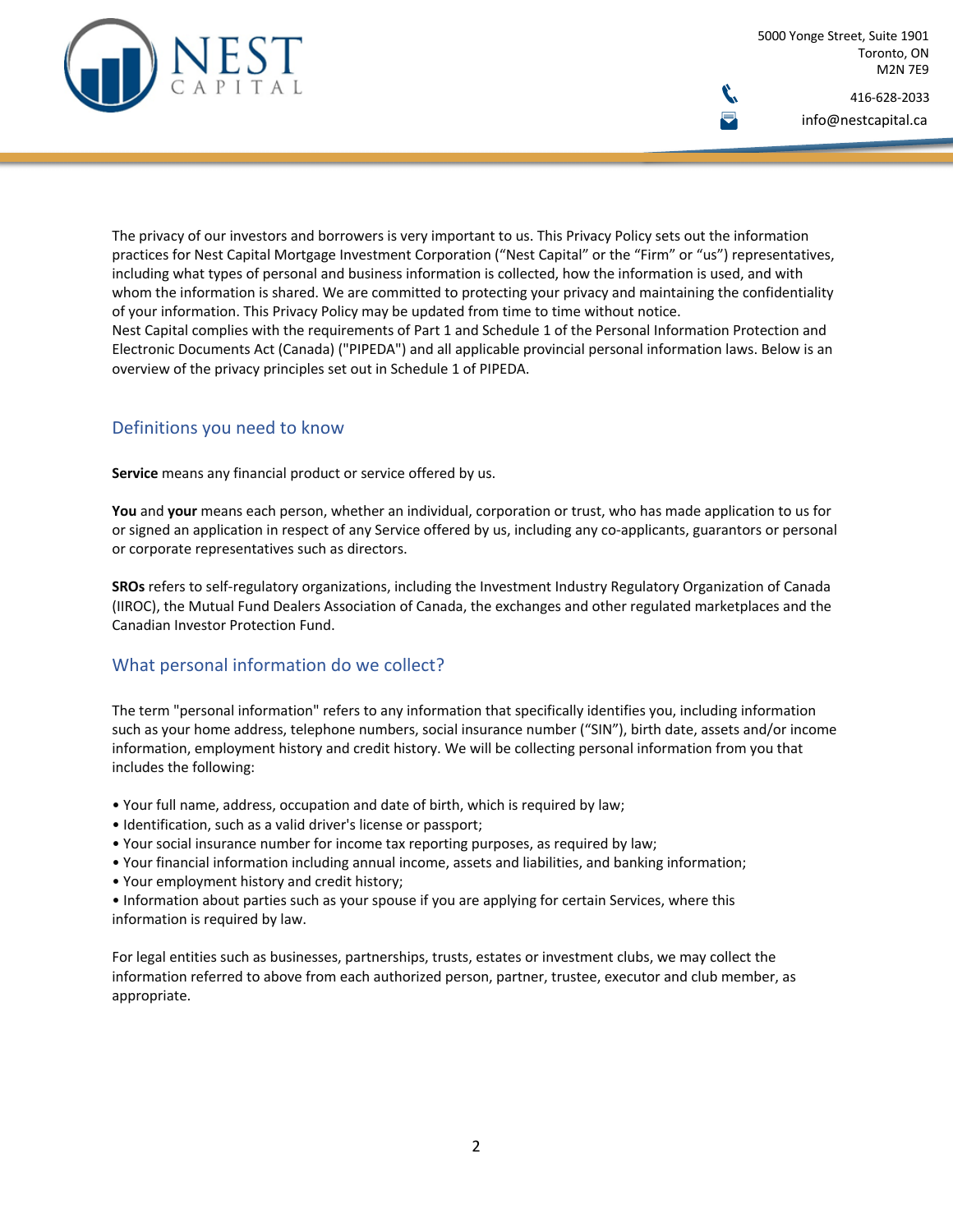The privacy of our investors and borrowers is very important to us. This Privacy Policy sets out the information practices for Nest Capital Mortgage Investment Corporation ("Nest Capital" or the "Firm" or "us") representatives, including what types of personal and business information is collected, how the information is used, and with whom the information is shared. We are committed to protecting your privacy and maintaining the confidentiality of your information. This Privacy Policy may be updated from time to time without notice.
Nest Capital complies with the requirements of Part 1 and Schedule 1 of the Personal Information Protection and Electronic Documents Act (Canada) ("PIPEDA") and all applicable provincial personal information laws. Below is an overview of the privacy principles set out in Schedule 1 of PIPEDA.

## Definitions you need to know

**Service** means any financial product or service offered by us.

**You** and **your** means each person, whether an individual, corporation or trust, who has made application to us for or signed an application in respect of any Service offered by us, including any co-applicants, guarantors or personal or corporate representatives such as directors.

**SROs** refers to self-regulatory organizations, including the Investment Industry Regulatory Organization of Canada (IIROC), the Mutual Fund Dealers Association of Canada, the exchanges and other regulated marketplaces and the Canadian Investor Protection Fund.

## What personal information do we collect?

The term "personal information" refers to any information that specifically identifies you, including information such as your home address, telephone numbers, social insurance number ("SIN"), birth date, assets and/or income information, employment history and credit history. We will be collecting personal information from you that includes the following:

- Your full name, address, occupation and date of birth, which is required by law;
- Identification, such as a valid driver's license or passport;
- Your social insurance number for income tax reporting purposes, as required by law;
- Your financial information including annual income, assets and liabilities, and banking information;
- Your employment history and credit history;
- Information about parties such as your spouse if you are applying for certain Services, where this information is required by law.

For legal entities such as businesses, partnerships, trusts, estates or investment clubs, we may collect the information referred to above from each authorized person, partner, trustee, executor and club member, as appropriate.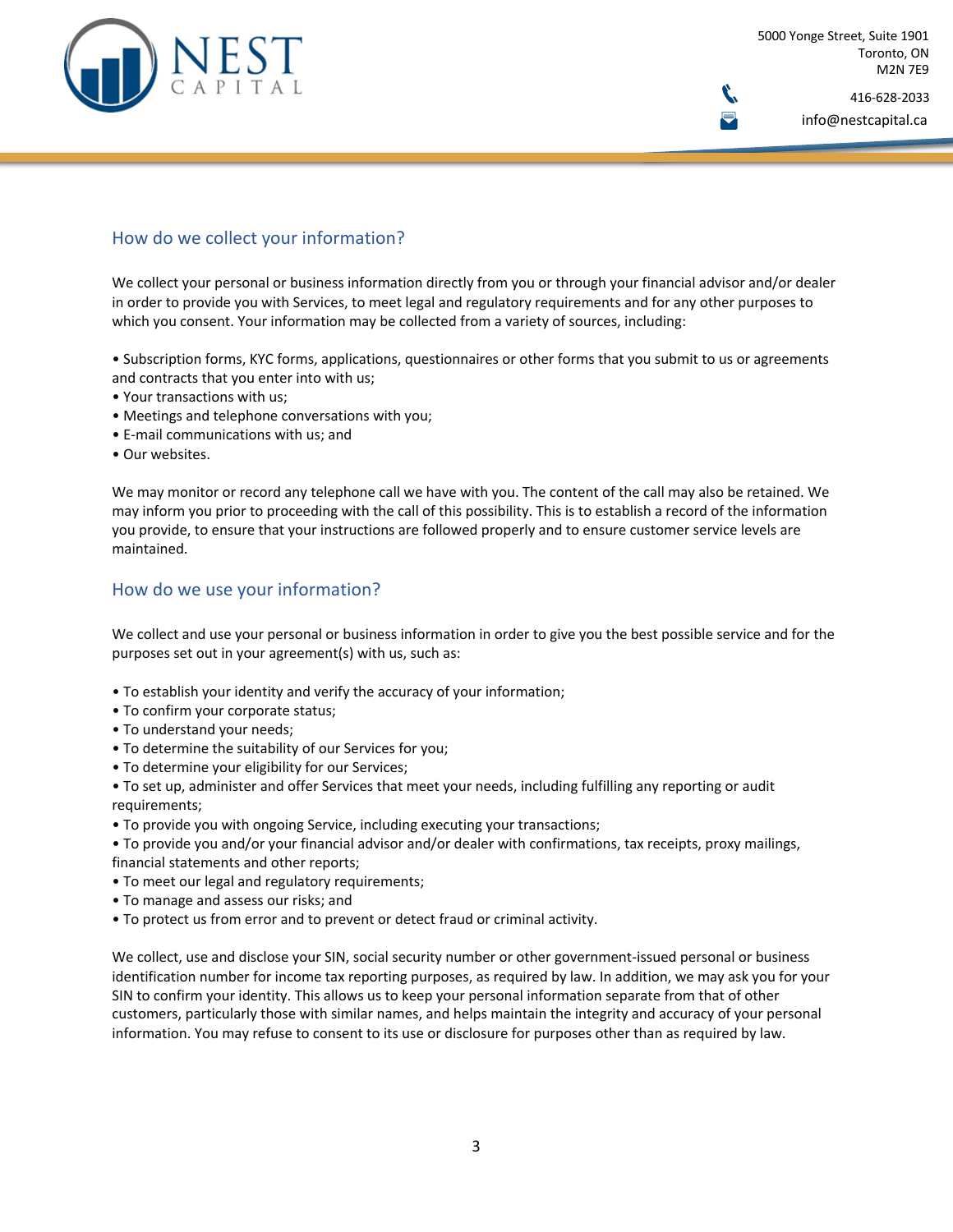## How do we collect your information?

We collect your personal or business information directly from you or through your financial advisor and/or dealer in order to provide you with Services, to meet legal and regulatory requirements and for any other purposes to which you consent. Your information may be collected from a variety of sources, including:

- Subscription forms, KYC forms, applications, questionnaires or other forms that you submit to us or agreements and contracts that you enter into with us;
- Your transactions with us;
- Meetings and telephone conversations with you;
- E-mail communications with us; and
- Our websites.

We may monitor or record any telephone call we have with you. The content of the call may also be retained. We may inform you prior to proceeding with the call of this possibility. This is to establish a record of the information you provide, to ensure that your instructions are followed properly and to ensure customer service levels are maintained.

## How do we use your information?

We collect and use your personal or business information in order to give you the best possible service and for the purposes set out in your agreement(s) with us, such as:

- To establish your identity and verify the accuracy of your information;
- To confirm your corporate status;
- To understand your needs;
- To determine the suitability of our Services for you;
- To determine your eligibility for our Services;
- To set up, administer and offer Services that meet your needs, including fulfilling any reporting or audit requirements;
- To provide you with ongoing Service, including executing your transactions;
- To provide you and/or your financial advisor and/or dealer with confirmations, tax receipts, proxy mailings, financial statements and other reports;
- To meet our legal and regulatory requirements;
- To manage and assess our risks; and
- To protect us from error and to prevent or detect fraud or criminal activity.

We collect, use and disclose your SIN, social security number or other government-issued personal or business identification number for income tax reporting purposes, as required by law. In addition, we may ask you for your SIN to confirm your identity. This allows us to keep your personal information separate from that of other customers, particularly those with similar names, and helps maintain the integrity and accuracy of your personal information. You may refuse to consent to its use or disclosure for purposes other than as required by law.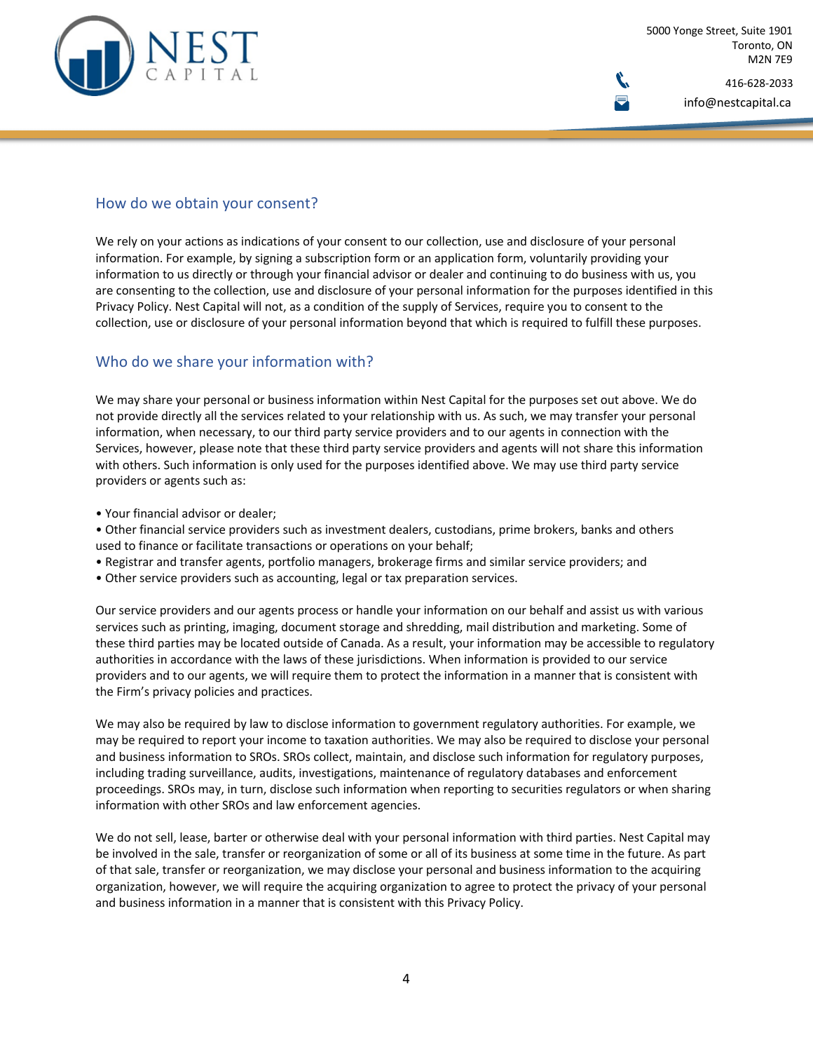## How do we obtain your consent?

We rely on your actions as indications of your consent to our collection, use and disclosure of your personal information. For example, by signing a subscription form or an application form, voluntarily providing your information to us directly or through your financial advisor or dealer and continuing to do business with us, you are consenting to the collection, use and disclosure of your personal information for the purposes identified in this Privacy Policy. Nest Capital will not, as a condition of the supply of Services, require you to consent to the collection, use or disclosure of your personal information beyond that which is required to fulfill these purposes.

## Who do we share your information with?

We may share your personal or business information within Nest Capital for the purposes set out above. We do not provide directly all the services related to your relationship with us. As such, we may transfer your personal information, when necessary, to our third party service providers and to our agents in connection with the Services, however, please note that these third party service providers and agents will not share this information with others. Such information is only used for the purposes identified above. We may use third party service providers or agents such as:

- Your financial advisor or dealer;
- Other financial service providers such as investment dealers, custodians, prime brokers, banks and others used to finance or facilitate transactions or operations on your behalf;
- Registrar and transfer agents, portfolio managers, brokerage firms and similar service providers; and
- Other service providers such as accounting, legal or tax preparation services.

Our service providers and our agents process or handle your information on our behalf and assist us with various services such as printing, imaging, document storage and shredding, mail distribution and marketing. Some of these third parties may be located outside of Canada. As a result, your information may be accessible to regulatory authorities in accordance with the laws of these jurisdictions. When information is provided to our service providers and to our agents, we will require them to protect the information in a manner that is consistent with the Firm's privacy policies and practices.

We may also be required by law to disclose information to government regulatory authorities. For example, we may be required to report your income to taxation authorities. We may also be required to disclose your personal and business information to SROs. SROs collect, maintain, and disclose such information for regulatory purposes, including trading surveillance, audits, investigations, maintenance of regulatory databases and enforcement proceedings. SROs may, in turn, disclose such information when reporting to securities regulators or when sharing information with other SROs and law enforcement agencies.

We do not sell, lease, barter or otherwise deal with your personal information with third parties. Nest Capital may be involved in the sale, transfer or reorganization of some or all of its business at some time in the future. As part of that sale, transfer or reorganization, we may disclose your personal and business information to the acquiring organization, however, we will require the acquiring organization to agree to protect the privacy of your personal and business information in a manner that is consistent with this Privacy Policy.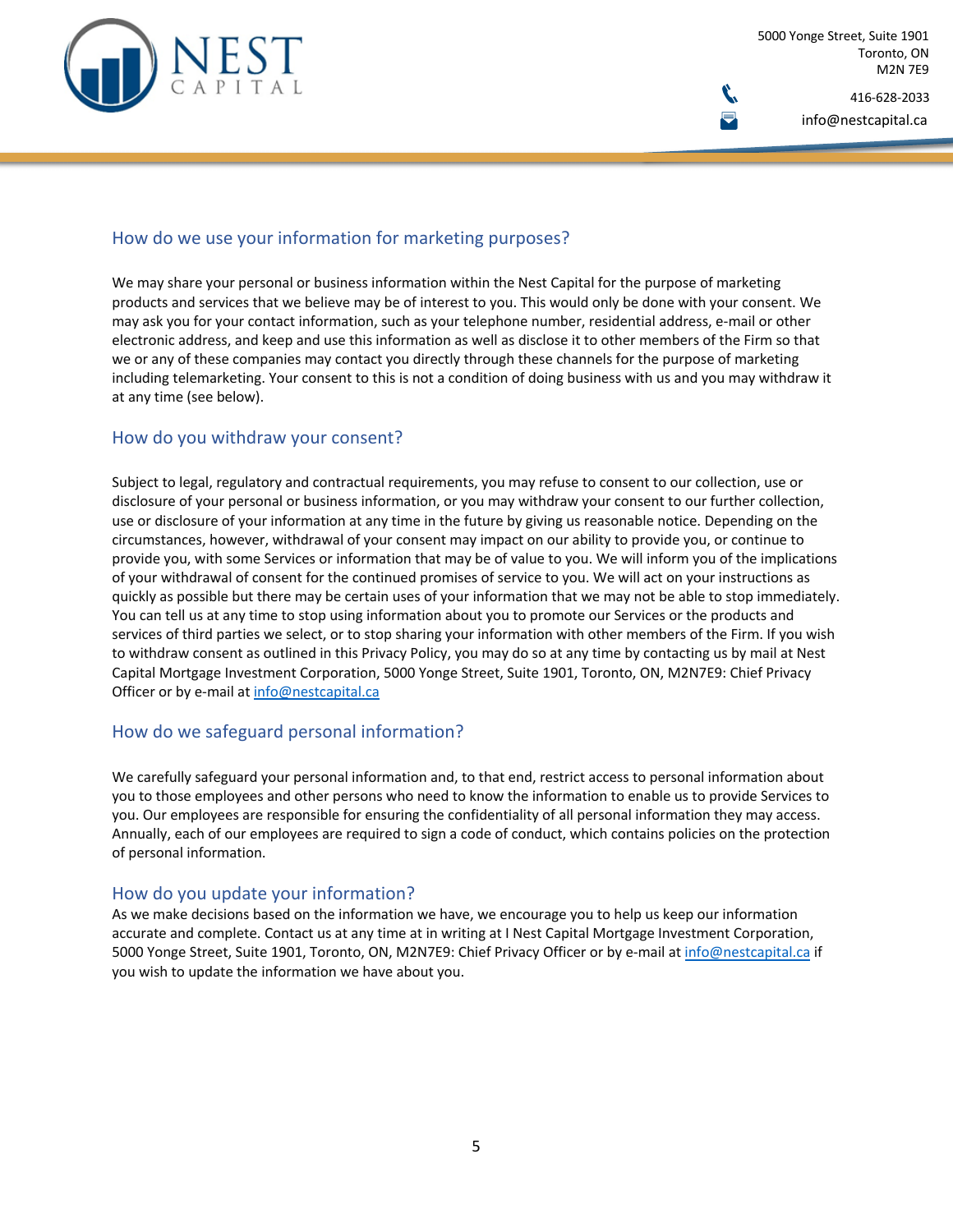## How do we use your information for marketing purposes?

We may share your personal or business information within the Nest Capital for the purpose of marketing products and services that we believe may be of interest to you. This would only be done with your consent. We may ask you for your contact information, such as your telephone number, residential address, e-mail or other electronic address, and keep and use this information as well as disclose it to other members of the Firm so that we or any of these companies may contact you directly through these channels for the purpose of marketing including telemarketing. Your consent to this is not a condition of doing business with us and you may withdraw it at any time (see below).

## How do you withdraw your consent?

Subject to legal, regulatory and contractual requirements, you may refuse to consent to our collection, use or disclosure of your personal or business information, or you may withdraw your consent to our further collection, use or disclosure of your information at any time in the future by giving us reasonable notice. Depending on the circumstances, however, withdrawal of your consent may impact on our ability to provide you, or continue to provide you, with some Services or information that may be of value to you. We will inform you of the implications of your withdrawal of consent for the continued promises of service to you. We will act on your instructions as quickly as possible but there may be certain uses of your information that we may not be able to stop immediately. You can tell us at any time to stop using information about you to promote our Services or the products and services of third parties we select, or to stop sharing your information with other members of the Firm. If you wish to withdraw consent as outlined in this Privacy Policy, you may do so at any time by contacting us by mail at Nest Capital Mortgage Investment Corporation, 5000 Yonge Street, Suite 1901, Toronto, ON, M2N7E9: Chief Privacy Officer or by e-mail at info@nestcapital.ca

## How do we safeguard personal information?

We carefully safeguard your personal information and, to that end, restrict access to personal information about you to those employees and other persons who need to know the information to enable us to provide Services to you. Our employees are responsible for ensuring the confidentiality of all personal information they may access. Annually, each of our employees are required to sign a code of conduct, which contains policies on the protection of personal information.

## How do you update your information?

As we make decisions based on the information we have, we encourage you to help us keep our information accurate and complete. Contact us at any time at in writing at I Nest Capital Mortgage Investment Corporation, 5000 Yonge Street, Suite 1901, Toronto, ON, M2N7E9: Chief Privacy Officer or by e-mail at info@nestcapital.ca if you wish to update the information we have about you.